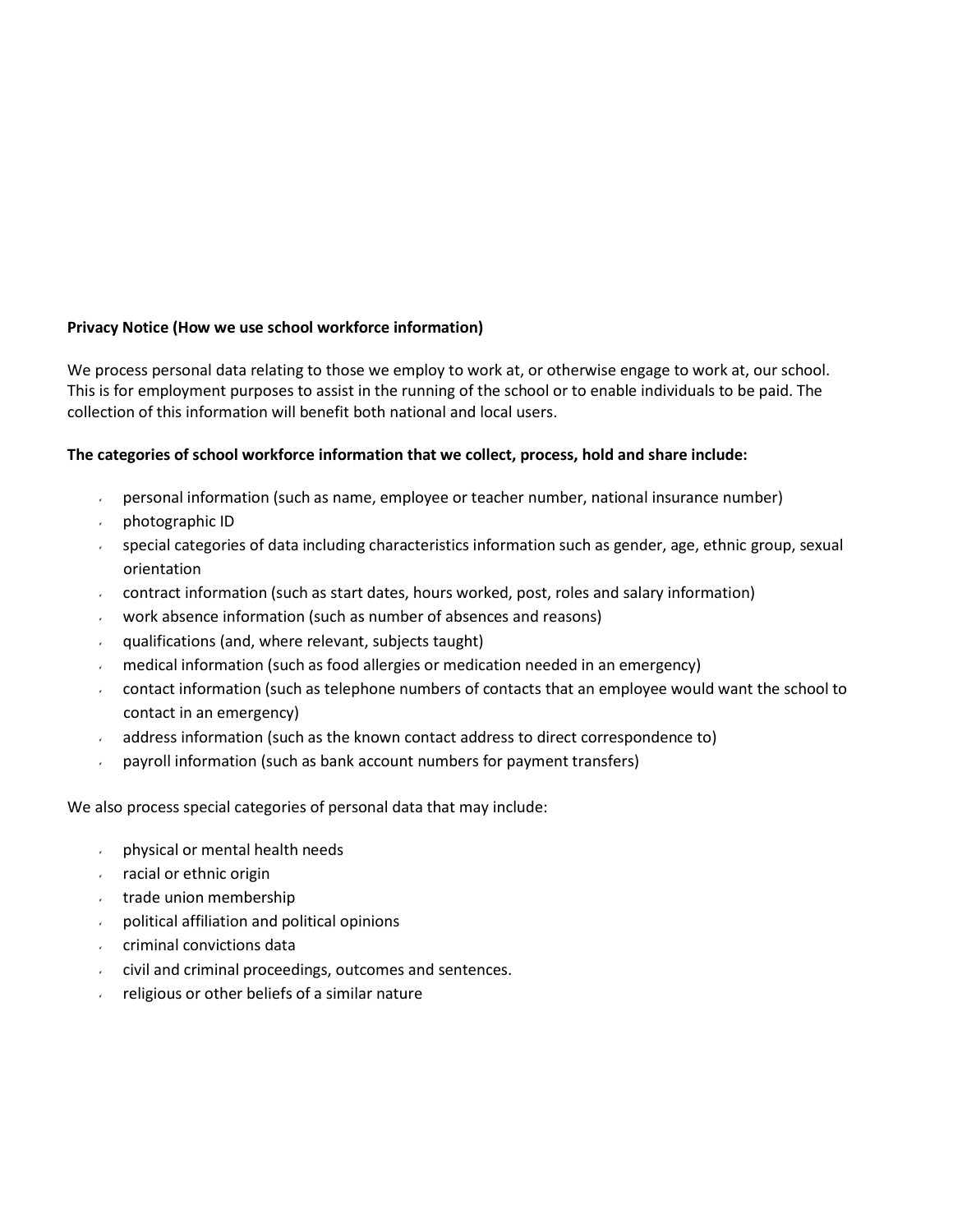**Privacy Notice (How we use school workforce information)**

We process personal data relating to those we employ to work at, or otherwise engage to work at, our school. This is for employment purposes to assist in the running of the school or to enable individuals to be paid. The collection of this information will benefit both national and local users.

**The categories of school workforce information that we collect, process, hold and share include:**

- personal information (such as name, employee or teacher number, national insurance number)
- photographic ID
- special categories of data including characteristics information such as gender, age, ethnic group, sexual orientation
- contract information (such as start dates, hours worked, post, roles and salary information)
- work absence information (such as number of absences and reasons)
- qualifications (and, where relevant, subjects taught)
- medical information (such as food allergies or medication needed in an emergency)
- contact information (such as telephone numbers of contacts that an employee would want the school to contact in an emergency)
- address information (such as the known contact address to direct correspondence to)
- payroll information (such as bank account numbers for payment transfers)

We also process special categories of personal data that may include:

- physical or mental health needs
- racial or ethnic origin
- trade union membership
- political affiliation and political opinions
- criminal convictions data
- civil and criminal proceedings, outcomes and sentences.
- religious or other beliefs of a similar nature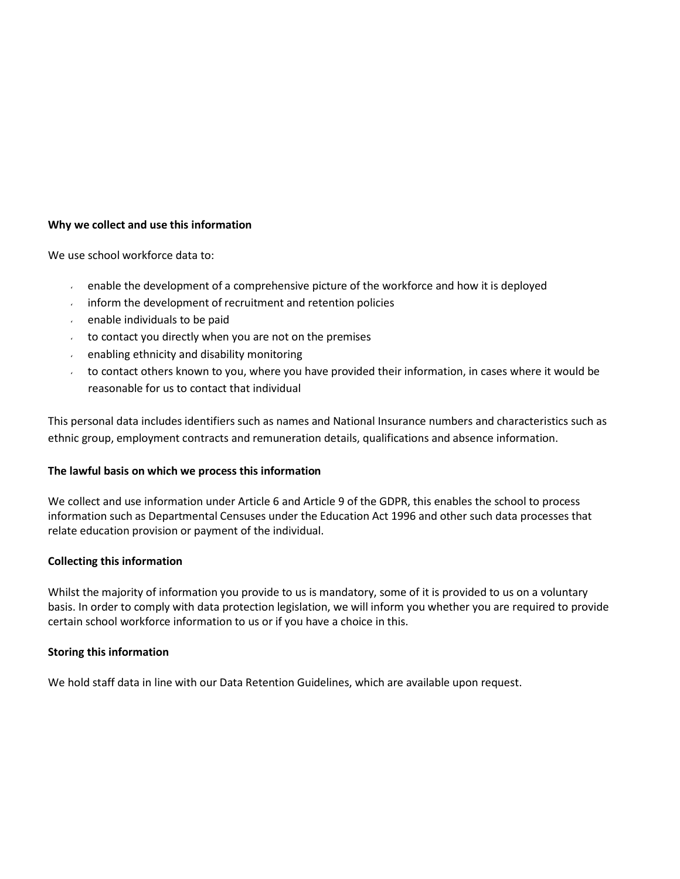**Why we collect and use this information**

We use school workforce data to:

- enable the development of a comprehensive picture of the workforce and how it is deployed
- inform the development of recruitment and retention policies
- enable individuals to be paid
- to contact you directly when you are not on the premises
- enabling ethnicity and disability monitoring
- to contact others known to you, where you have provided their information, in cases where it would be reasonable for us to contact that individual

This personal data includes identifiers such as names and National Insurance numbers and characteristics such as ethnic group, employment contracts and remuneration details, qualifications and absence information.

**The lawful basis on which we process this information**

We collect and use information under Article 6 and Article 9 of the GDPR, this enables the school to process information such as Departmental Censuses under the Education Act 1996 and other such data processes that relate education provision or payment of the individual.

**Collecting this information**

Whilst the majority of information you provide to us is mandatory, some of it is provided to us on a voluntary basis. In order to comply with data protection legislation, we will inform you whether you are required to provide certain school workforce information to us or if you have a choice in this.

**Storing this information**

We hold staff data in line with our Data Retention Guidelines, which are available upon request.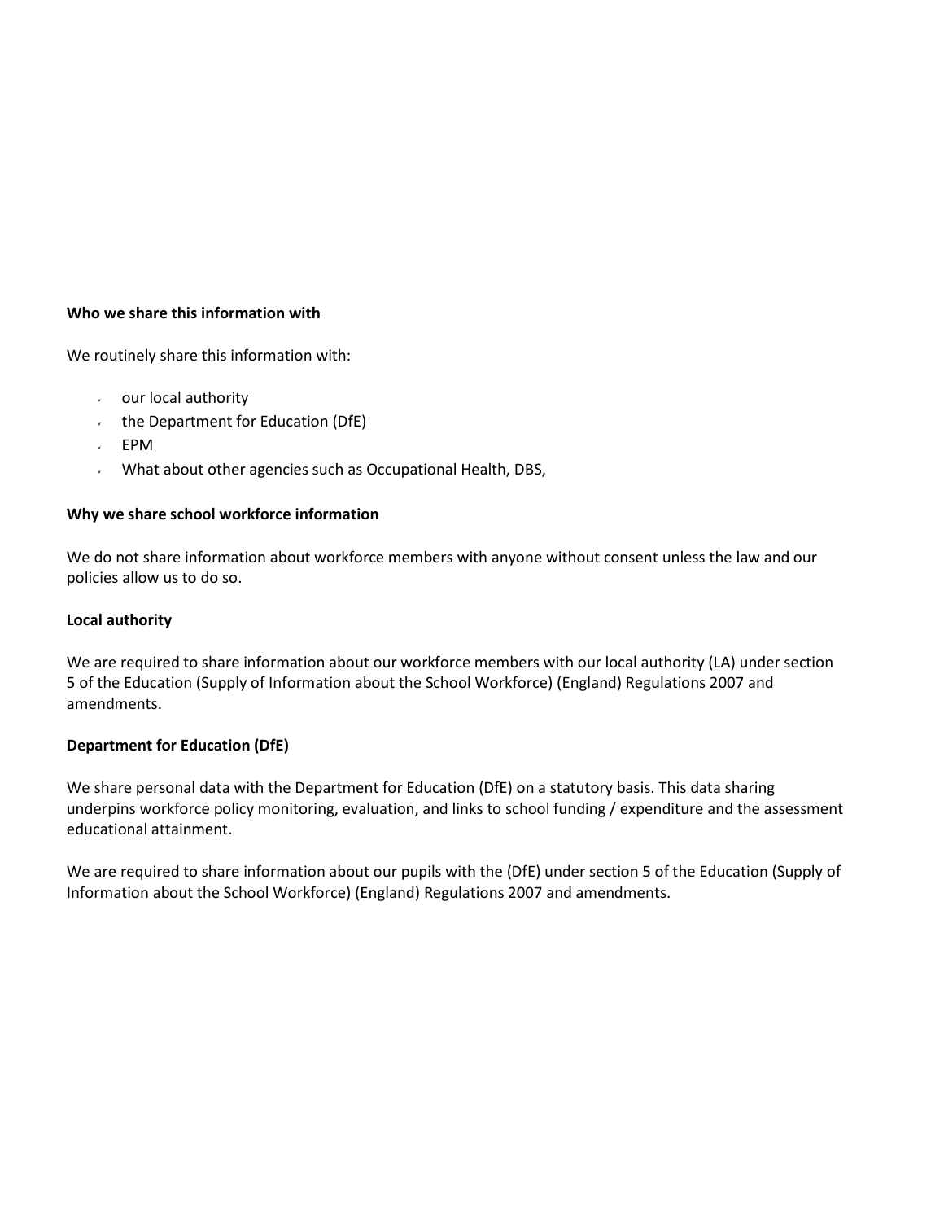**Who we share this information with**

We routinely share this information with:

- our local authority
- the Department for Education (DfE)
- EPM
- What about other agencies such as Occupational Health, DBS,

**Why we share school workforce information**

We do not share information about workforce members with anyone without consent unless the law and our policies allow us to do so.

**Local authority**

We are required to share information about our workforce members with our local authority (LA) under section 5 of the Education (Supply of Information about the School Workforce) (England) Regulations 2007 and amendments.

**Department for Education (DfE)**

We share personal data with the Department for Education (DfE) on a statutory basis. This data sharing underpins workforce policy monitoring, evaluation, and links to school funding / expenditure and the assessment educational attainment.

We are required to share information about our pupils with the (DfE) under section 5 of the Education (Supply of Information about the School Workforce) (England) Regulations 2007 and amendments.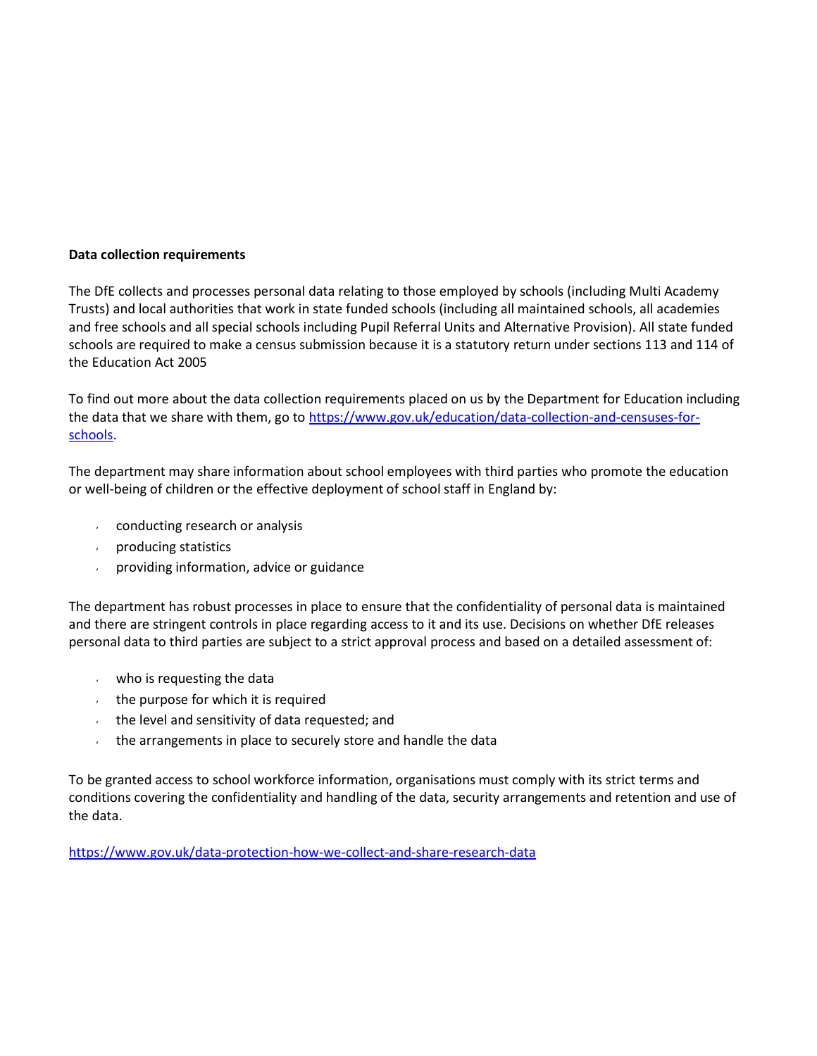**Data collection requirements**

The DfE collects and processes personal data relating to those employed by schools (including Multi Academy Trusts) and local authorities that work in state funded schools (including all maintained schools, all academies and free schools and all special schools including Pupil Referral Units and Alternative Provision). All state funded schools are required to make a census submission because it is a statutory return under sections 113 and 114 of the Education Act 2005

To find out more about the data collection requirements placed on us by the Department for Education including the data that we share with them, go to [https://www.gov.uk/education/data-collection-and-censuses-for-schools](https://www.gov.uk/education/data-collection-and-censuses-for-schools).

The department may share information about school employees with third parties who promote the education or well-being of children or the effective deployment of school staff in England by:

- conducting research or analysis
- producing statistics
- providing information, advice or guidance

The department has robust processes in place to ensure that the confidentiality of personal data is maintained and there are stringent controls in place regarding access to it and its use. Decisions on whether DfE releases personal data to third parties are subject to a strict approval process and based on a detailed assessment of:

- who is requesting the data
- the purpose for which it is required
- the level and sensitivity of data requested; and
- the arrangements in place to securely store and handle the data

To be granted access to school workforce information, organisations must comply with its strict terms and conditions covering the confidentiality and handling of the data, security arrangements and retention and use of the data.

[https://www.gov.uk/data-protection-how-we-collect-and-share-research-data](https://www.gov.uk/data-protection-how-we-collect-and-share-research-data)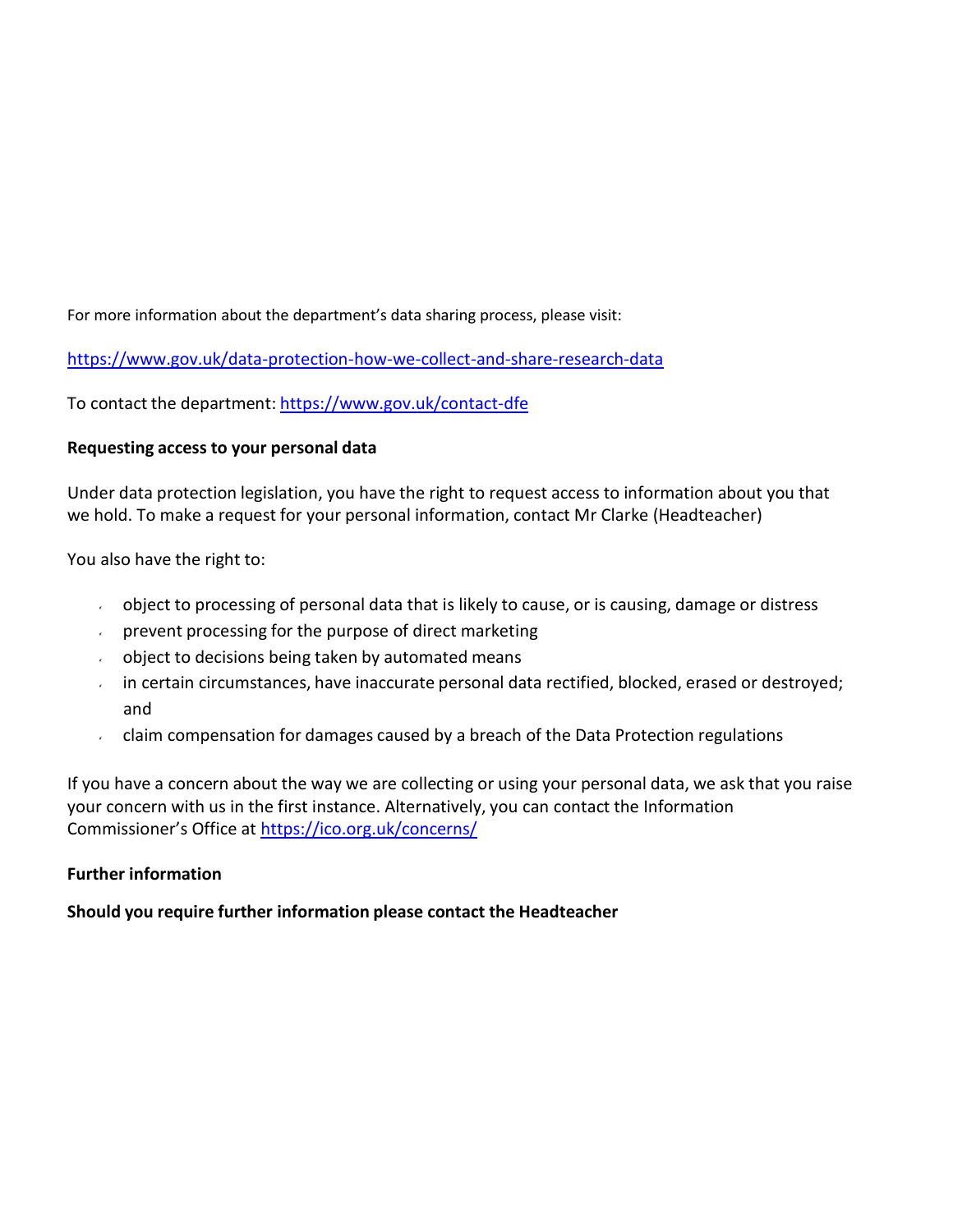For more information about the department's data sharing process, please visit:

https://www.gov.uk/data-protection-how-we-collect-and-share-research-data

To contact the department: https://www.gov.uk/contact-dfe

**Requesting access to your personal data**

Under data protection legislation, you have the right to request access to information about you that we hold. To make a request for your personal information, contact Mr Clarke (Headteacher)

You also have the right to:

- object to processing of personal data that is likely to cause, or is causing, damage or distress
- prevent processing for the purpose of direct marketing
- object to decisions being taken by automated means
- in certain circumstances, have inaccurate personal data rectified, blocked, erased or destroyed; and
- claim compensation for damages caused by a breach of the Data Protection regulations

If you have a concern about the way we are collecting or using your personal data, we ask that you raise your concern with us in the first instance. Alternatively, you can contact the Information Commissioner's Office at https://ico.org.uk/concerns/

**Further information**

**Should you require further information please contact the Headteacher**